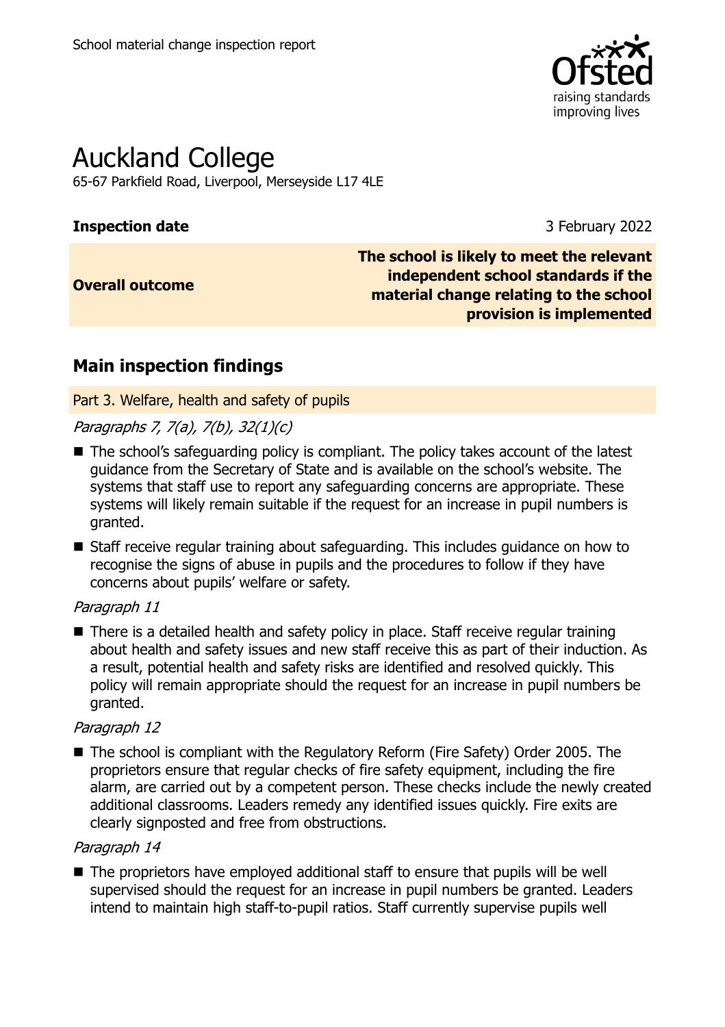School material change inspection report

# Auckland College

65-67 Parkfield Road, Liverpool, Merseyside L17 4LE

| **Inspection date** | 3 February 2022 |
| --- | --- |
| **Overall outcome** | **The school is likely to meet the relevant independent school standards if the material change relating to the school provision is implemented** |

## Main inspection findings

### Part 3. Welfare, health and safety of pupils

*Paragraphs 7, 7(a), 7(b), 32(1)(c)*

- The school's safeguarding policy is compliant. The policy takes account of the latest guidance from the Secretary of State and is available on the school's website. The systems that staff use to report any safeguarding concerns are appropriate. These systems will likely remain suitable if the request for an increase in pupil numbers is granted.
- Staff receive regular training about safeguarding. This includes guidance on how to recognise the signs of abuse in pupils and the procedures to follow if they have concerns about pupils' welfare or safety.

*Paragraph 11*

- There is a detailed health and safety policy in place. Staff receive regular training about health and safety issues and new staff receive this as part of their induction. As a result, potential health and safety risks are identified and resolved quickly. This policy will remain appropriate should the request for an increase in pupil numbers be granted.

*Paragraph 12*

- The school is compliant with the Regulatory Reform (Fire Safety) Order 2005. The proprietors ensure that regular checks of fire safety equipment, including the fire alarm, are carried out by a competent person. These checks include the newly created additional classrooms. Leaders remedy any identified issues quickly. Fire exits are clearly signposted and free from obstructions.

*Paragraph 14*

- The proprietors have employed additional staff to ensure that pupils will be well supervised should the request for an increase in pupil numbers be granted. Leaders intend to maintain high staff-to-pupil ratios. Staff currently supervise pupils well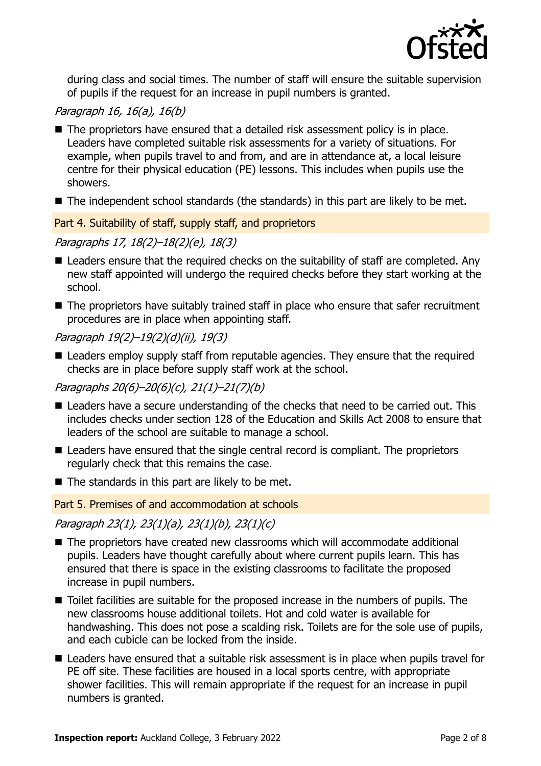during class and social times. The number of staff will ensure the suitable supervision of pupils if the request for an increase in pupil numbers is granted.

*Paragraph 16, 16(a), 16(b)*

- The proprietors have ensured that a detailed risk assessment policy is in place. Leaders have completed suitable risk assessments for a variety of situations. For example, when pupils travel to and from, and are in attendance at, a local leisure centre for their physical education (PE) lessons. This includes when pupils use the showers.
- The independent school standards (the standards) in this part are likely to be met.

## Part 4. Suitability of staff, supply staff, and proprietors

*Paragraphs 17, 18(2)–18(2)(e), 18(3)*

- Leaders ensure that the required checks on the suitability of staff are completed. Any new staff appointed will undergo the required checks before they start working at the school.
- The proprietors have suitably trained staff in place who ensure that safer recruitment procedures are in place when appointing staff.

*Paragraph 19(2)–19(2)(d)(ii), 19(3)*

- Leaders employ supply staff from reputable agencies. They ensure that the required checks are in place before supply staff work at the school.

*Paragraphs 20(6)–20(6)(c), 21(1)–21(7)(b)*

- Leaders have a secure understanding of the checks that need to be carried out. This includes checks under section 128 of the Education and Skills Act 2008 to ensure that leaders of the school are suitable to manage a school.
- Leaders have ensured that the single central record is compliant. The proprietors regularly check that this remains the case.
- The standards in this part are likely to be met.

## Part 5. Premises of and accommodation at schools

*Paragraph 23(1), 23(1)(a), 23(1)(b), 23(1)(c)*

- The proprietors have created new classrooms which will accommodate additional pupils. Leaders have thought carefully about where current pupils learn. This has ensured that there is space in the existing classrooms to facilitate the proposed increase in pupil numbers.
- Toilet facilities are suitable for the proposed increase in the numbers of pupils. The new classrooms house additional toilets. Hot and cold water is available for handwashing. This does not pose a scalding risk. Toilets are for the sole use of pupils, and each cubicle can be locked from the inside.
- Leaders have ensured that a suitable risk assessment is in place when pupils travel for PE off site. These facilities are housed in a local sports centre, with appropriate shower facilities. This will remain appropriate if the request for an increase in pupil numbers is granted.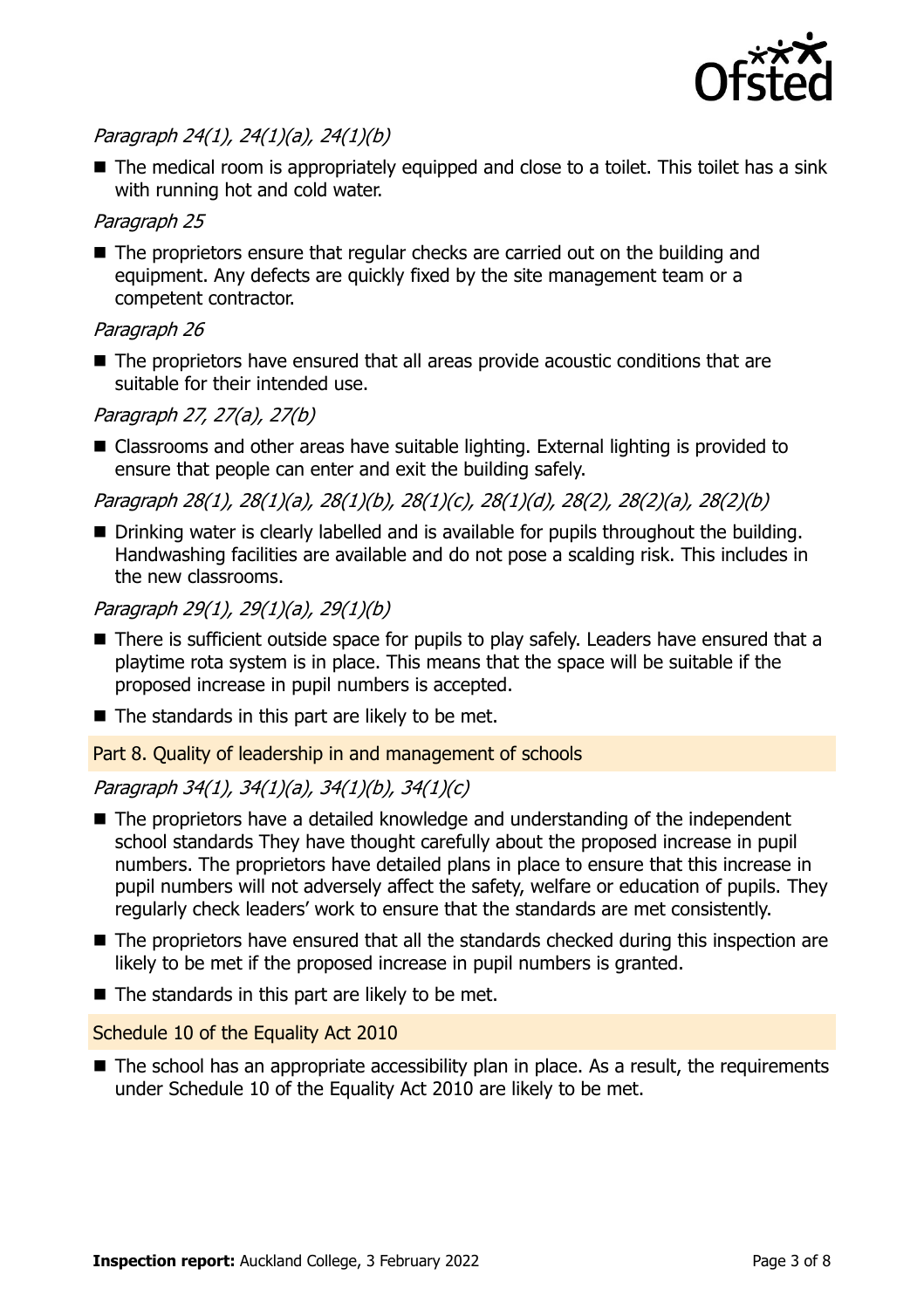*Paragraph 24(1), 24(1)(a), 24(1)(b)*

- The medical room is appropriately equipped and close to a toilet. This toilet has a sink with running hot and cold water.

*Paragraph 25*

- The proprietors ensure that regular checks are carried out on the building and equipment. Any defects are quickly fixed by the site management team or a competent contractor.

*Paragraph 26*

- The proprietors have ensured that all areas provide acoustic conditions that are suitable for their intended use.

*Paragraph 27, 27(a), 27(b)*

- Classrooms and other areas have suitable lighting. External lighting is provided to ensure that people can enter and exit the building safely.

*Paragraph 28(1), 28(1)(a), 28(1)(b), 28(1)(c), 28(1)(d), 28(2), 28(2)(a), 28(2)(b)*

- Drinking water is clearly labelled and is available for pupils throughout the building. Handwashing facilities are available and do not pose a scalding risk. This includes in the new classrooms.

*Paragraph 29(1), 29(1)(a), 29(1)(b)*

- There is sufficient outside space for pupils to play safely. Leaders have ensured that a playtime rota system is in place. This means that the space will be suitable if the proposed increase in pupil numbers is accepted.
- The standards in this part are likely to be met.

## Part 8. Quality of leadership in and management of schools

*Paragraph 34(1), 34(1)(a), 34(1)(b), 34(1)(c)*

- The proprietors have a detailed knowledge and understanding of the independent school standards They have thought carefully about the proposed increase in pupil numbers. The proprietors have detailed plans in place to ensure that this increase in pupil numbers will not adversely affect the safety, welfare or education of pupils. They regularly check leaders' work to ensure that the standards are met consistently.
- The proprietors have ensured that all the standards checked during this inspection are likely to be met if the proposed increase in pupil numbers is granted.
- The standards in this part are likely to be met.

## Schedule 10 of the Equality Act 2010

- The school has an appropriate accessibility plan in place. As a result, the requirements under Schedule 10 of the Equality Act 2010 are likely to be met.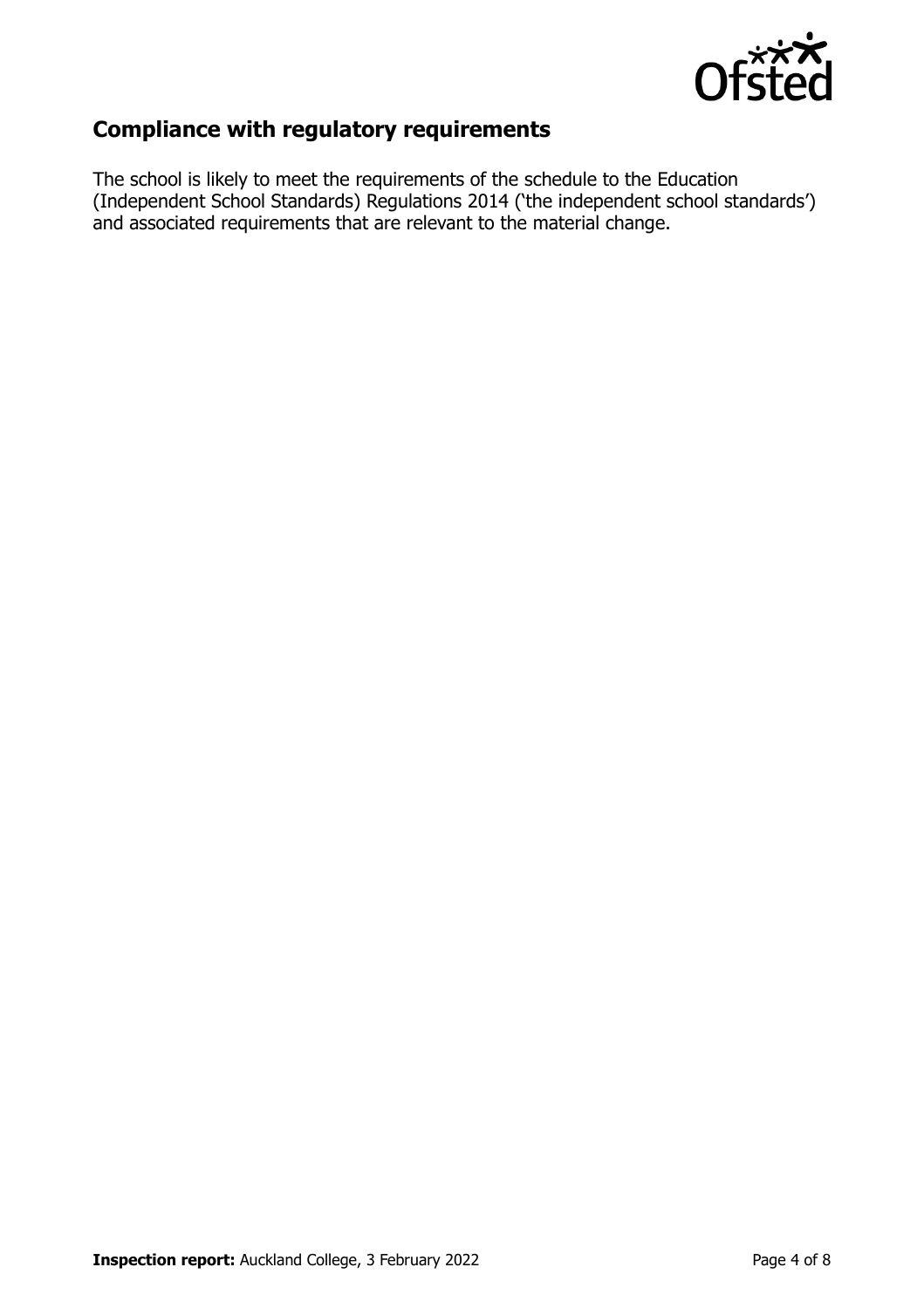## Compliance with regulatory requirements

The school is likely to meet the requirements of the schedule to the Education (Independent School Standards) Regulations 2014 ('the independent school standards') and associated requirements that are relevant to the material change.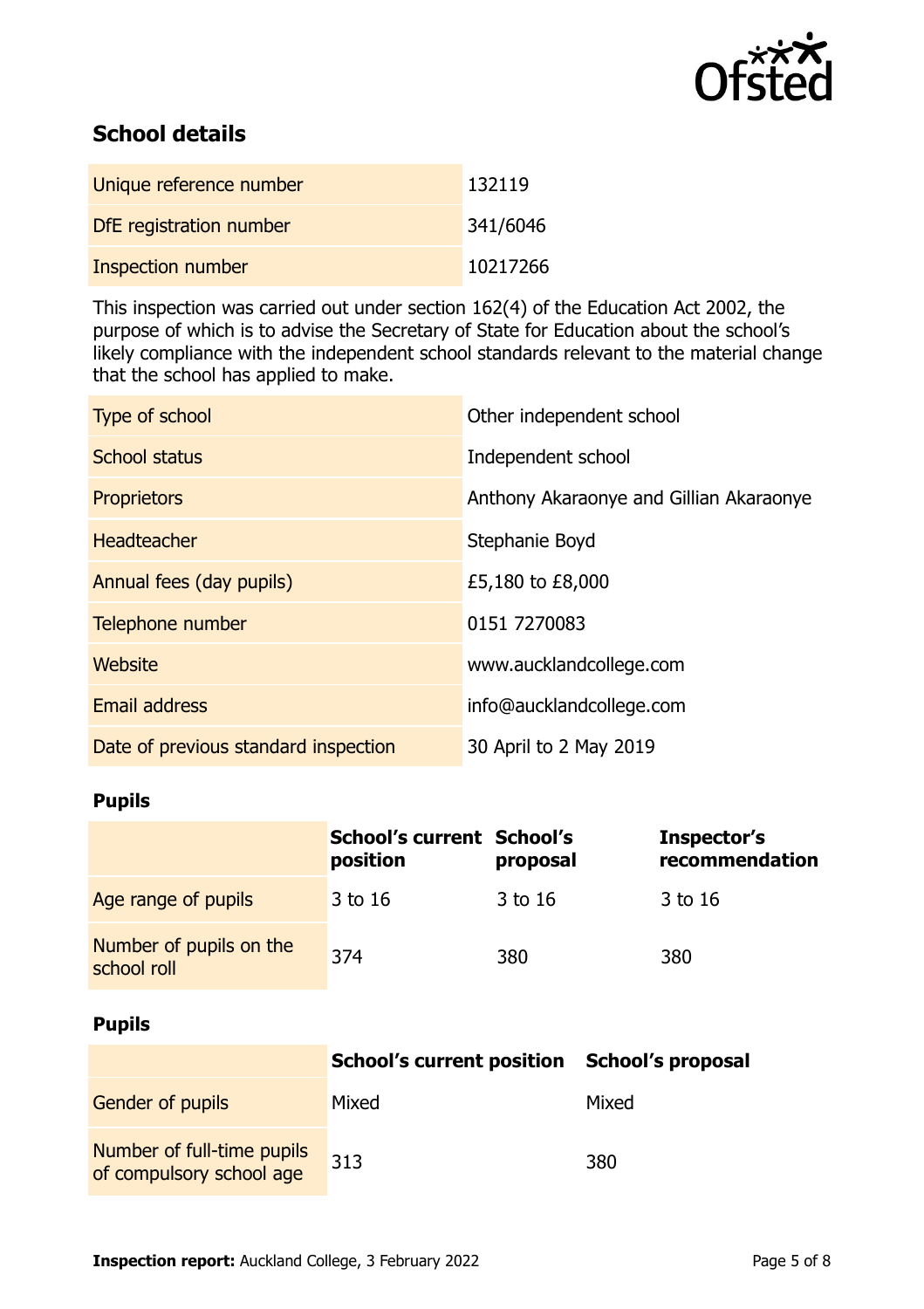## School details

| | |
|---|---|
| Unique reference number | 132119 |
| DfE registration number | 341/6046 |
| Inspection number | 10217266 |

This inspection was carried out under section 162(4) of the Education Act 2002, the purpose of which is to advise the Secretary of State for Education about the school's likely compliance with the independent school standards relevant to the material change that the school has applied to make.

| | |
|---|---|
| Type of school | Other independent school |
| School status | Independent school |
| Proprietors | Anthony Akaraonye and Gillian Akaraonye |
| Headteacher | Stephanie Boyd |
| Annual fees (day pupils) | £5,180 to £8,000 |
| Telephone number | 0151 7270083 |
| Website | www.aucklandcollege.com |
| Email address | info@aucklandcollege.com |
| Date of previous standard inspection | 30 April to 2 May 2019 |

### Pupils

| | School's current position | School's proposal | Inspector's recommendation |
|---|---|---|---|
| Age range of pupils | 3 to 16 | 3 to 16 | 3 to 16 |
| Number of pupils on the school roll | 374 | 380 | 380 |

### Pupils

| | School's current position | School's proposal |
|---|---|---|
| Gender of pupils | Mixed | Mixed |
| Number of full-time pupils of compulsory school age | 313 | 380 |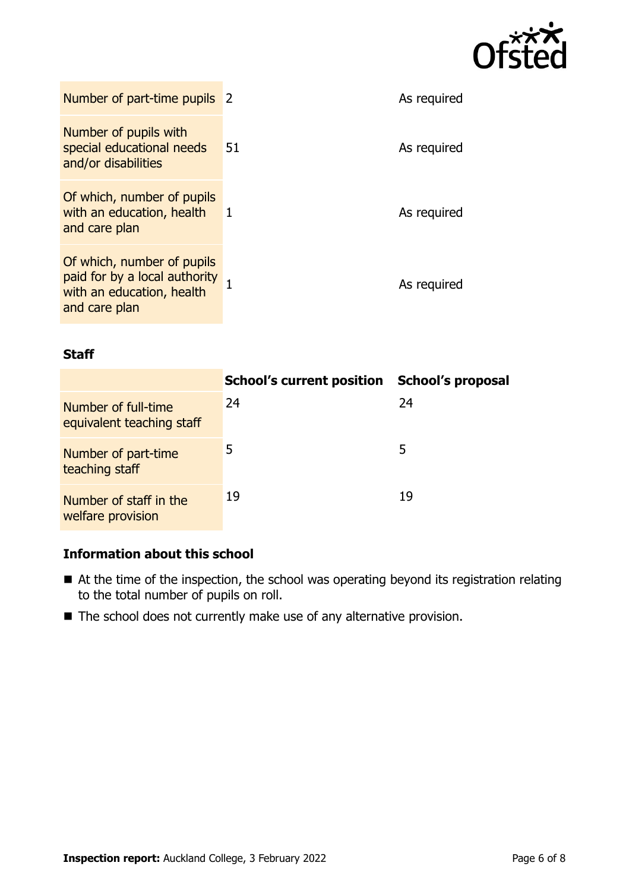| | | |
|---|---|---|
| Number of part-time pupils | 2 | As required |
| Number of pupils with special educational needs and/or disabilities | 51 | As required |
| Of which, number of pupils with an education, health and care plan | 1 | As required |
| Of which, number of pupils paid for by a local authority with an education, health and care plan | 1 | As required |

**Staff**

| | School's current position | School's proposal |
|---|---|---|
| Number of full-time equivalent teaching staff | 24 | 24 |
| Number of part-time teaching staff | 5 | 5 |
| Number of staff in the welfare provision | 19 | 19 |

## Information about this school

- At the time of the inspection, the school was operating beyond its registration relating to the total number of pupils on roll.
- The school does not currently make use of any alternative provision.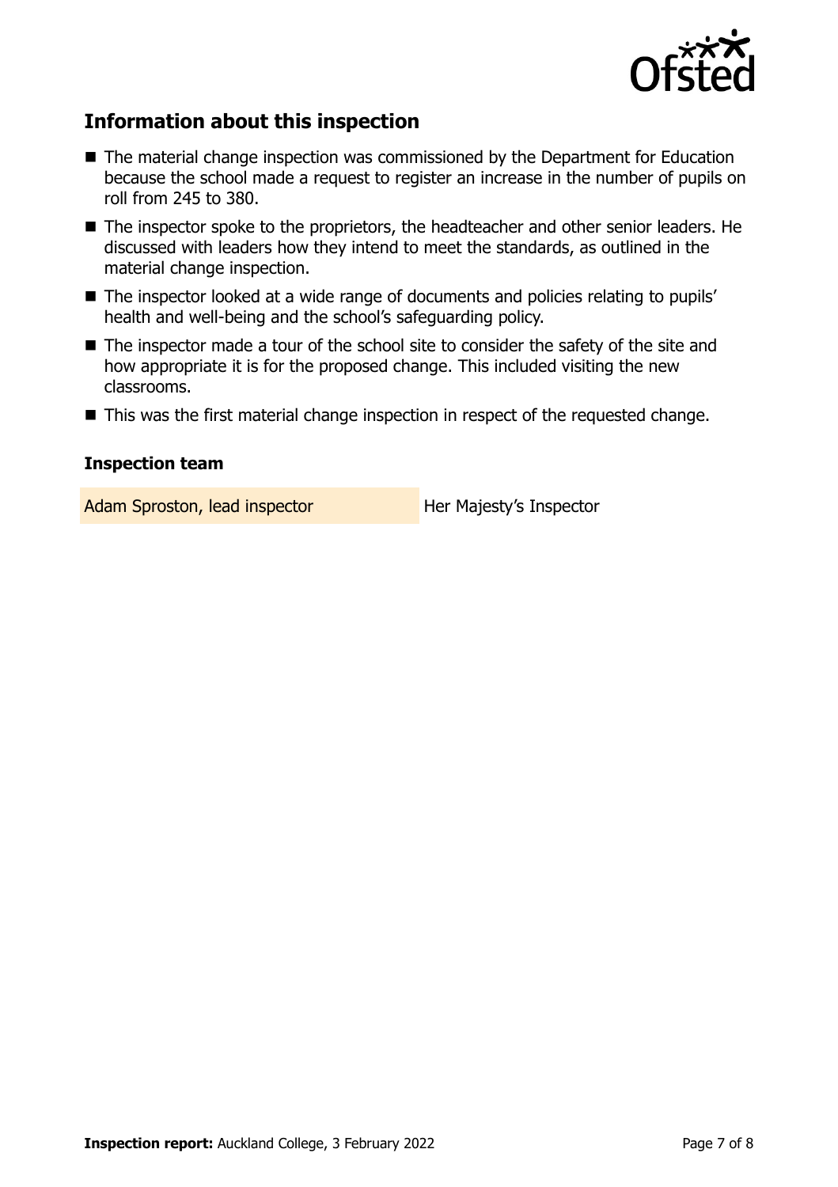## Information about this inspection

- The material change inspection was commissioned by the Department for Education because the school made a request to register an increase in the number of pupils on roll from 245 to 380.
- The inspector spoke to the proprietors, the headteacher and other senior leaders. He discussed with leaders how they intend to meet the standards, as outlined in the material change inspection.
- The inspector looked at a wide range of documents and policies relating to pupils' health and well-being and the school's safeguarding policy.
- The inspector made a tour of the school site to consider the safety of the site and how appropriate it is for the proposed change. This included visiting the new classrooms.
- This was the first material change inspection in respect of the requested change.

### Inspection team

| | |
|---|---|
| Adam Sproston, lead inspector | Her Majesty's Inspector |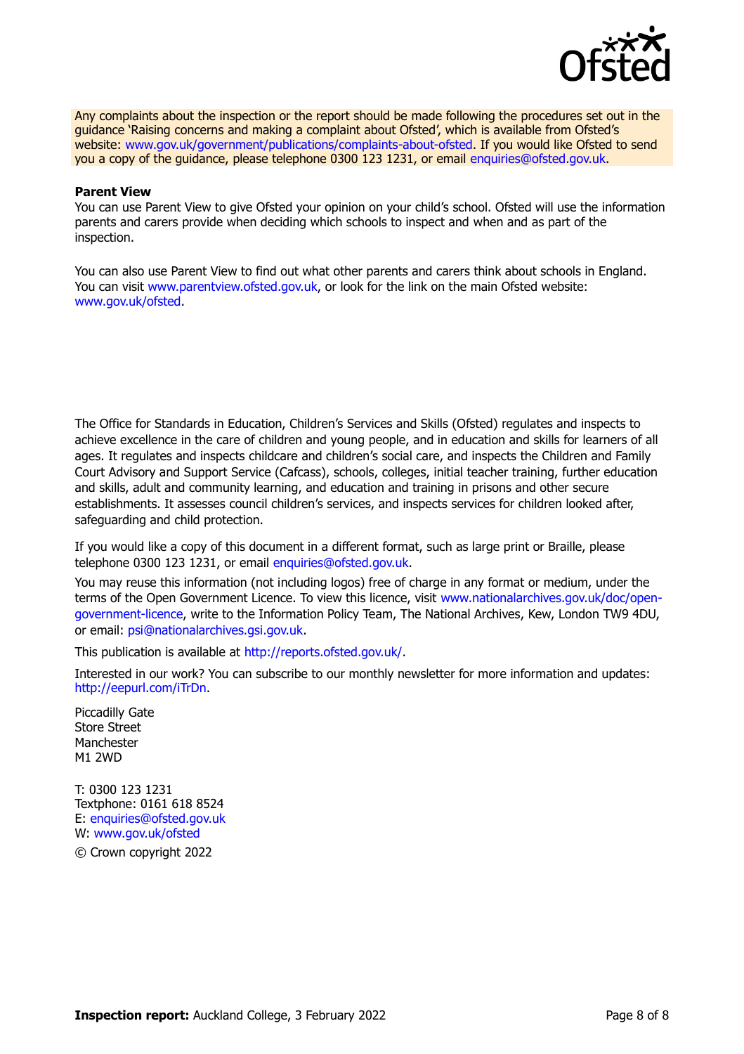Any complaints about the inspection or the report should be made following the procedures set out in the guidance 'Raising concerns and making a complaint about Ofsted', which is available from Ofsted's website: www.gov.uk/government/publications/complaints-about-ofsted. If you would like Ofsted to send you a copy of the guidance, please telephone 0300 123 1231, or email enquiries@ofsted.gov.uk.

**Parent View**

You can use Parent View to give Ofsted your opinion on your child's school. Ofsted will use the information parents and carers provide when deciding which schools to inspect and when and as part of the inspection.

You can also use Parent View to find out what other parents and carers think about schools in England. You can visit www.parentview.ofsted.gov.uk, or look for the link on the main Ofsted website: www.gov.uk/ofsted.

The Office for Standards in Education, Children's Services and Skills (Ofsted) regulates and inspects to achieve excellence in the care of children and young people, and in education and skills for learners of all ages. It regulates and inspects childcare and children's social care, and inspects the Children and Family Court Advisory and Support Service (Cafcass), schools, colleges, initial teacher training, further education and skills, adult and community learning, and education and training in prisons and other secure establishments. It assesses council children's services, and inspects services for children looked after, safeguarding and child protection.

If you would like a copy of this document in a different format, such as large print or Braille, please telephone 0300 123 1231, or email enquiries@ofsted.gov.uk.

You may reuse this information (not including logos) free of charge in any format or medium, under the terms of the Open Government Licence. To view this licence, visit www.nationalarchives.gov.uk/doc/open-government-licence, write to the Information Policy Team, The National Archives, Kew, London TW9 4DU, or email: psi@nationalarchives.gsi.gov.uk.

This publication is available at http://reports.ofsted.gov.uk/.

Interested in our work? You can subscribe to our monthly newsletter for more information and updates: http://eepurl.com/iTrDn.

Piccadilly Gate
Store Street
Manchester
M1 2WD

T: 0300 123 1231
Textphone: 0161 618 8524
E: enquiries@ofsted.gov.uk
W: www.gov.uk/ofsted

© Crown copyright 2022